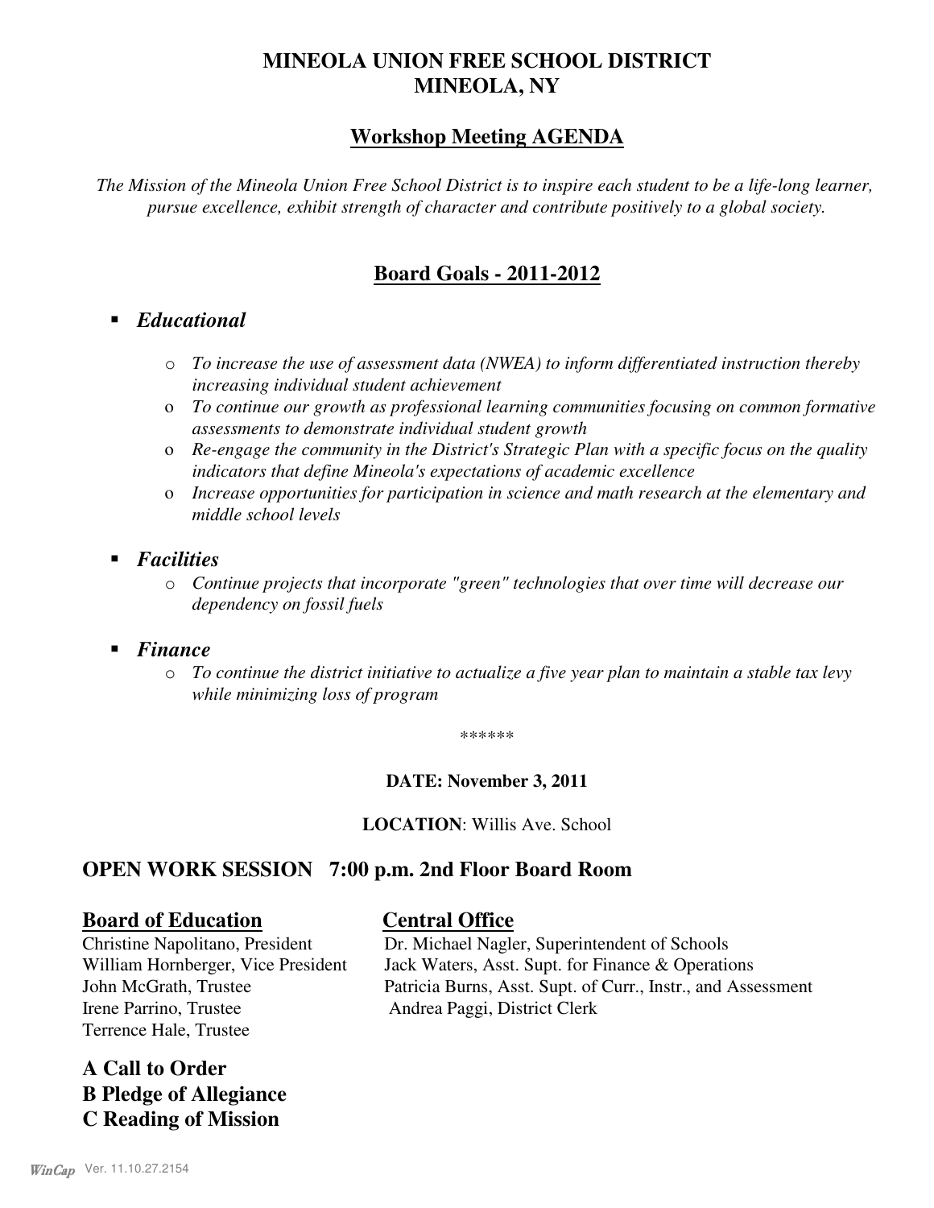# MINEOLA UNION FREE SCHOOL DISTRICT
# MINEOLA, NY

## Workshop Meeting AGENDA

*The Mission of the Mineola Union Free School District is to inspire each student to be a life-long learner, pursue excellence, exhibit strength of character and contribute positively to a global society.*

## Board Goals - 2011-2012

- ***Educational***
  - *To increase the use of assessment data (NWEA) to inform differentiated instruction thereby increasing individual student achievement*
  - *To continue our growth as professional learning communities focusing on common formative assessments to demonstrate individual student growth*
  - *Re-engage the community in the District's Strategic Plan with a specific focus on the quality indicators that define Mineola's expectations of academic excellence*
  - *Increase opportunities for participation in science and math research at the elementary and middle school levels*
- ***Facilities***
  - *Continue projects that incorporate "green" technologies that over time will decrease our dependency on fossil fuels*
- ***Finance***
  - *To continue the district initiative to actualize a five year plan to maintain a stable tax levy while minimizing loss of program*

******

**DATE: November 3, 2011**

**LOCATION**: Willis Ave. School

## OPEN WORK SESSION 7:00 p.m. 2nd Floor Board Room

**Board of Education**

Christine Napolitano, President
William Hornberger, Vice President
John McGrath, Trustee
Irene Parrino, Trustee
Terrence Hale, Trustee

**Central Office**

Dr. Michael Nagler, Superintendent of Schools
Jack Waters, Asst. Supt. for Finance & Operations
Patricia Burns, Asst. Supt. of Curr., Instr., and Assessment
Andrea Paggi, District Clerk

## A Call to Order
## B Pledge of Allegiance
## C Reading of Mission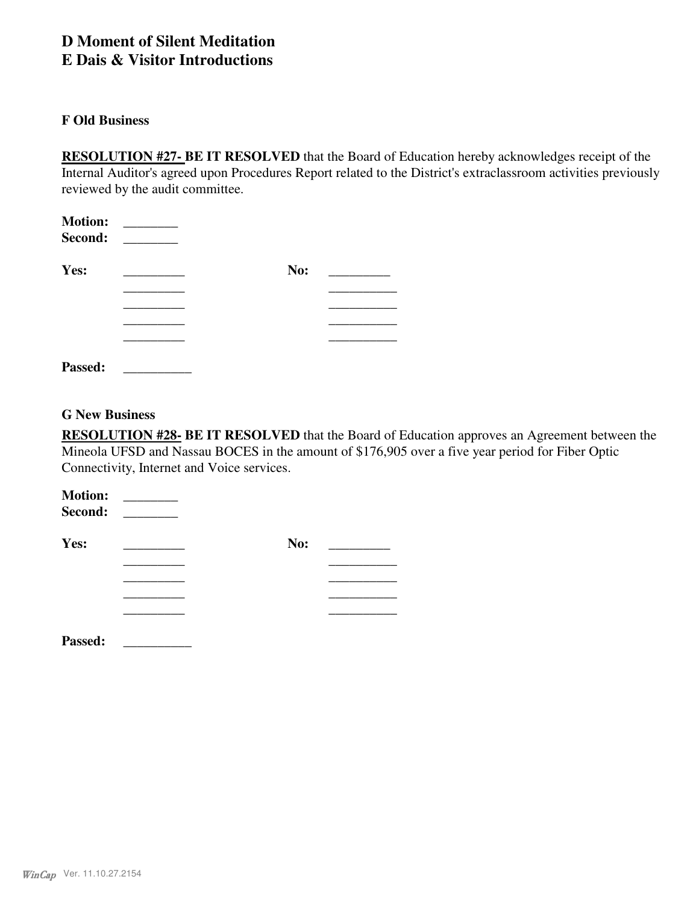# D Moment of Silent Meditation
# E Dais & Visitor Introductions

### F Old Business

**RESOLUTION #27- BE IT RESOLVED** that the Board of Education hereby acknowledges receipt of the Internal Auditor's agreed upon Procedures Report related to the District's extraclassroom activities previously reviewed by the audit committee.

**Motion:** ________
**Second:** ________

| **Yes:** | _________ | **No:** | _________ |
|---|---|---|---|
| | _________ | | __________ |
| | _________ | | __________ |
| | _________ | | __________ |
| | _________ | | __________ |

**Passed:** __________

### G New Business

**RESOLUTION #28- BE IT RESOLVED** that the Board of Education approves an Agreement between the Mineola UFSD and Nassau BOCES in the amount of $176,905 over a five year period for Fiber Optic Connectivity, Internet and Voice services.

**Motion:** ________
**Second:** ________

| **Yes:** | _________ | **No:** | _________ |
|---|---|---|---|
| | _________ | | __________ |
| | _________ | | __________ |
| | _________ | | __________ |
| | _________ | | __________ |

**Passed:** __________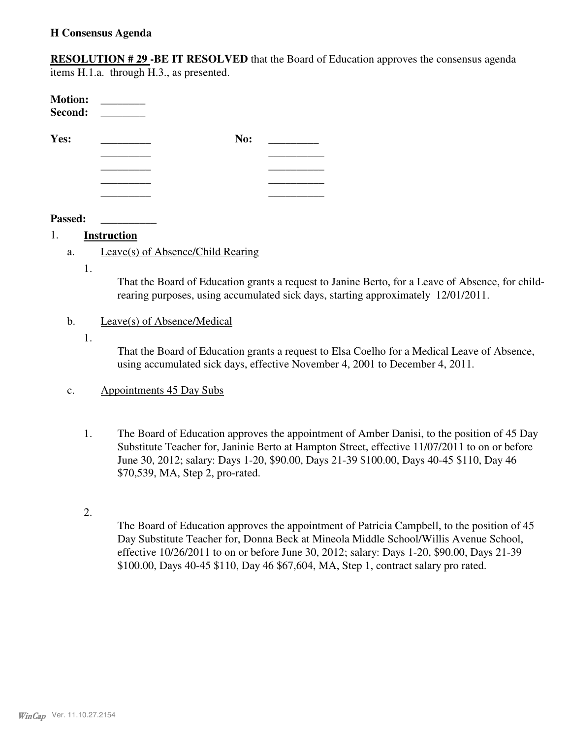**H Consensus Agenda**

**RESOLUTION # 29 -BE IT RESOLVED** that the Board of Education approves the consensus agenda items H.1.a. through H.3., as presented.

**Motion:** ________
**Second:** ________

| **Yes:** | _________ | **No:** | _________ |
|---|---|---|---|
| | _________ | | __________ |
| | _________ | | __________ |
| | _________ | | __________ |
| | _________ | | __________ |

**Passed:** __________

1. **Instruction**

   a. Leave(s) of Absence/Child Rearing

      1. That the Board of Education grants a request to Janine Berto, for a Leave of Absence, for child-rearing purposes, using accumulated sick days, starting approximately 12/01/2011.

   b. Leave(s) of Absence/Medical

      1. That the Board of Education grants a request to Elsa Coelho for a Medical Leave of Absence, using accumulated sick days, effective November 4, 2001 to December 4, 2011.

   c. Appointments 45 Day Subs

      1. The Board of Education approves the appointment of Amber Danisi, to the position of 45 Day Substitute Teacher for, Janinie Berto at Hampton Street, effective 11/07/2011 to on or before June 30, 2012; salary: Days 1-20, $90.00, Days 21-39 $100.00, Days 40-45 $110, Day 46 $70,539, MA, Step 2, pro-rated.

      2. The Board of Education approves the appointment of Patricia Campbell, to the position of 45 Day Substitute Teacher for, Donna Beck at Mineola Middle School/Willis Avenue School, effective 10/26/2011 to on or before June 30, 2012; salary: Days 1-20, $90.00, Days 21-39 $100.00, Days 40-45 $110, Day 46 $67,604, MA, Step 1, contract salary pro rated.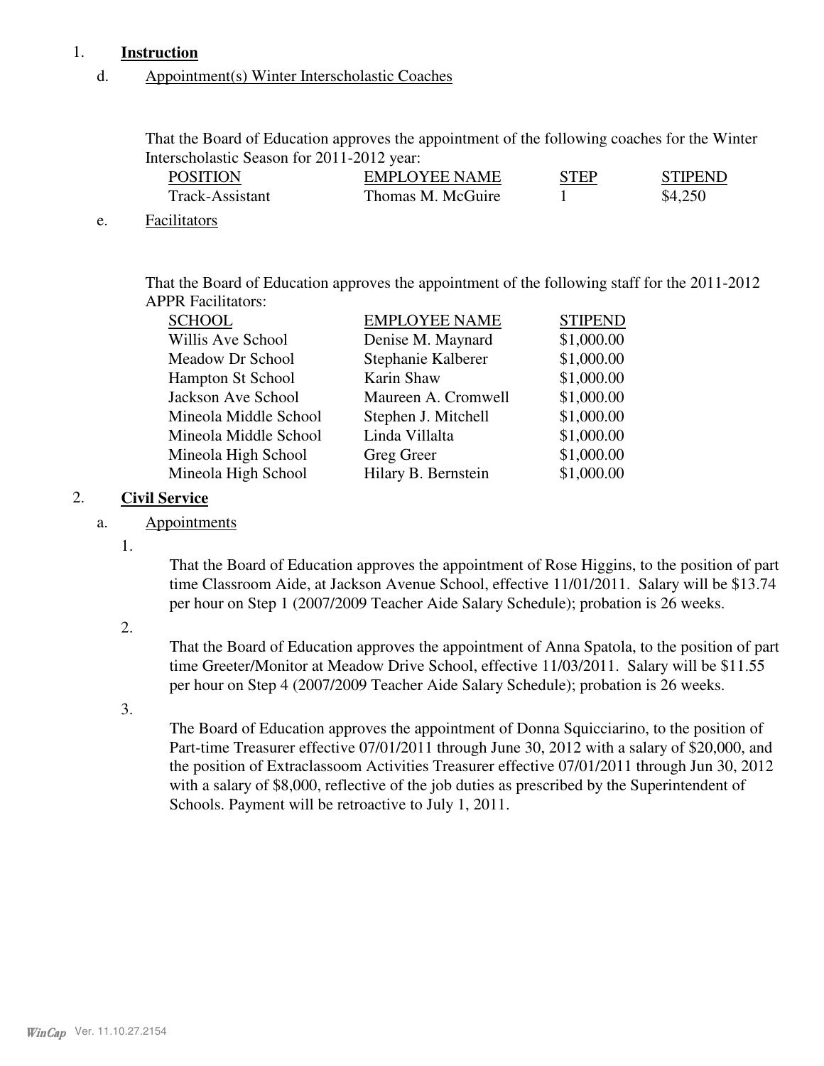1. **Instruction**

   d. Appointment(s) Winter Interscholastic Coaches

   That the Board of Education approves the appointment of the following coaches for the Winter Interscholastic Season for 2011-2012 year:

| POSITION | EMPLOYEE NAME | STEP | STIPEND |
|---|---|---|---|
| Track-Assistant | Thomas M. McGuire | 1 | $4,250 |

   e. Facilitators

   That the Board of Education approves the appointment of the following staff for the 2011-2012 APPR Facilitators:

| SCHOOL | EMPLOYEE NAME | STIPEND |
|---|---|---|
| Willis Ave School | Denise M. Maynard | $1,000.00 |
| Meadow Dr School | Stephanie Kalberer | $1,000.00 |
| Hampton St School | Karin Shaw | $1,000.00 |
| Jackson Ave School | Maureen A. Cromwell | $1,000.00 |
| Mineola Middle School | Stephen J. Mitchell | $1,000.00 |
| Mineola Middle School | Linda Villalta | $1,000.00 |
| Mineola High School | Greg Greer | $1,000.00 |
| Mineola High School | Hilary B. Bernstein | $1,000.00 |

2. **Civil Service**

   a. Appointments

   1. That the Board of Education approves the appointment of Rose Higgins, to the position of part time Classroom Aide, at Jackson Avenue School, effective 11/01/2011. Salary will be $13.74 per hour on Step 1 (2007/2009 Teacher Aide Salary Schedule); probation is 26 weeks.

   2. That the Board of Education approves the appointment of Anna Spatola, to the position of part time Greeter/Monitor at Meadow Drive School, effective 11/03/2011. Salary will be $11.55 per hour on Step 4 (2007/2009 Teacher Aide Salary Schedule); probation is 26 weeks.

   3. The Board of Education approves the appointment of Donna Squicciarino, to the position of Part-time Treasurer effective 07/01/2011 through June 30, 2012 with a salary of $20,000, and the position of Extraclassoom Activities Treasurer effective 07/01/2011 through Jun 30, 2012 with a salary of $8,000, reflective of the job duties as prescribed by the Superintendent of Schools. Payment will be retroactive to July 1, 2011.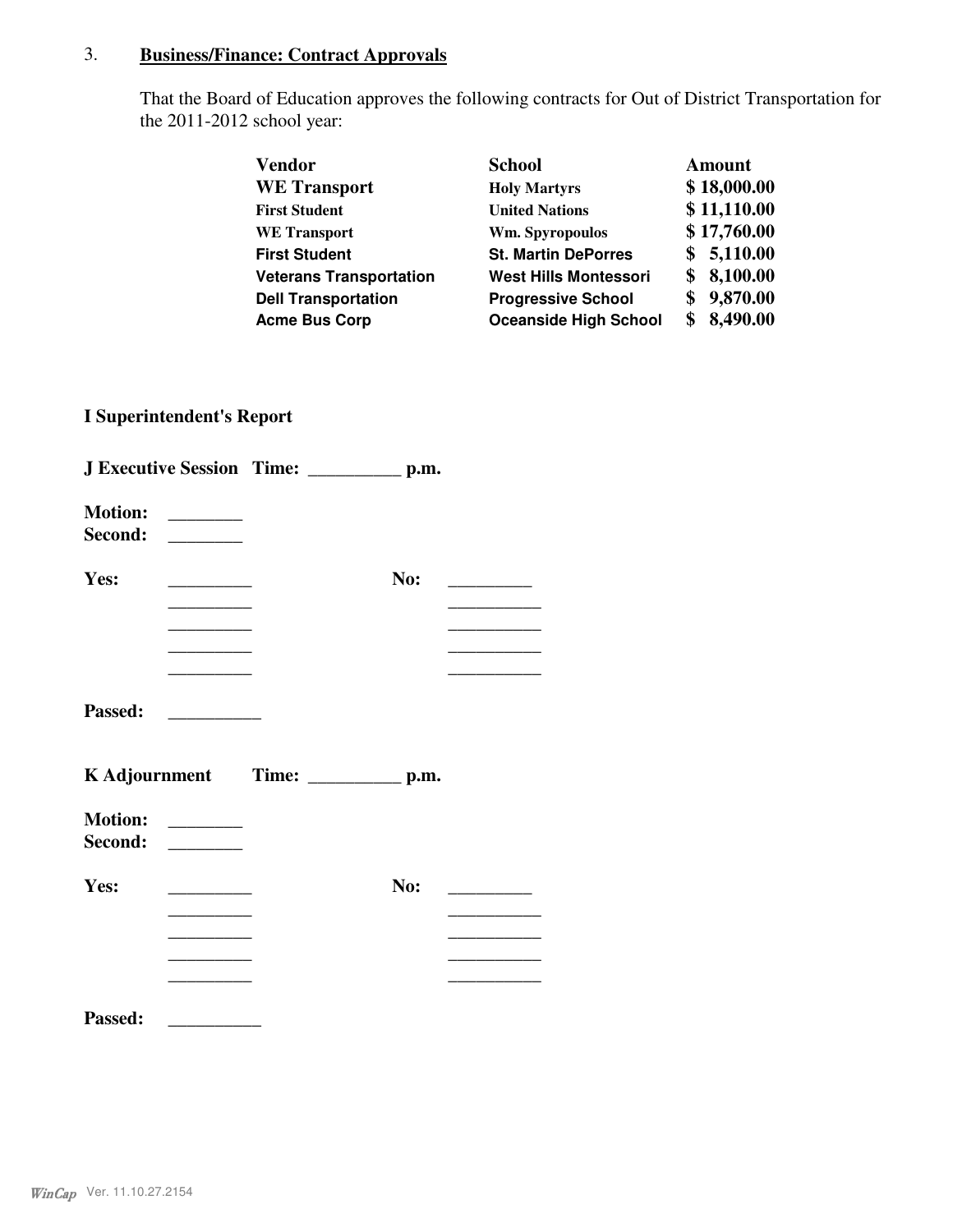3. **Business/Finance: Contract Approvals**

That the Board of Education approves the following contracts for Out of District Transportation for the 2011-2012 school year:

| Vendor | School | Amount |
|---|---|---|
| WE Transport | Holy Martyrs | $ 18,000.00 |
| First Student | United Nations | $ 11,110.00 |
| WE Transport | Wm. Spyropoulos | $ 17,760.00 |
| First Student | St. Martin DePorres | $ 5,110.00 |
| Veterans Transportation | West Hills Montessori | $ 8,100.00 |
| Dell Transportation | Progressive School | $ 9,870.00 |
| Acme Bus Corp | Oceanside High School | $ 8,490.00 |

**I Superintendent's Report**

**J Executive Session Time: __________ p.m.**

**Motion:** ________
**Second:** ________

**Yes:** _________ **No:** _________
_________ __________
_________ __________
_________ __________
_________ __________

**Passed:** __________

**K Adjournment Time: __________ p.m.**

**Motion:** ________
**Second:** ________

**Yes:** _________ **No:** _________
_________ __________
_________ __________
_________ __________
_________ __________

**Passed:** __________